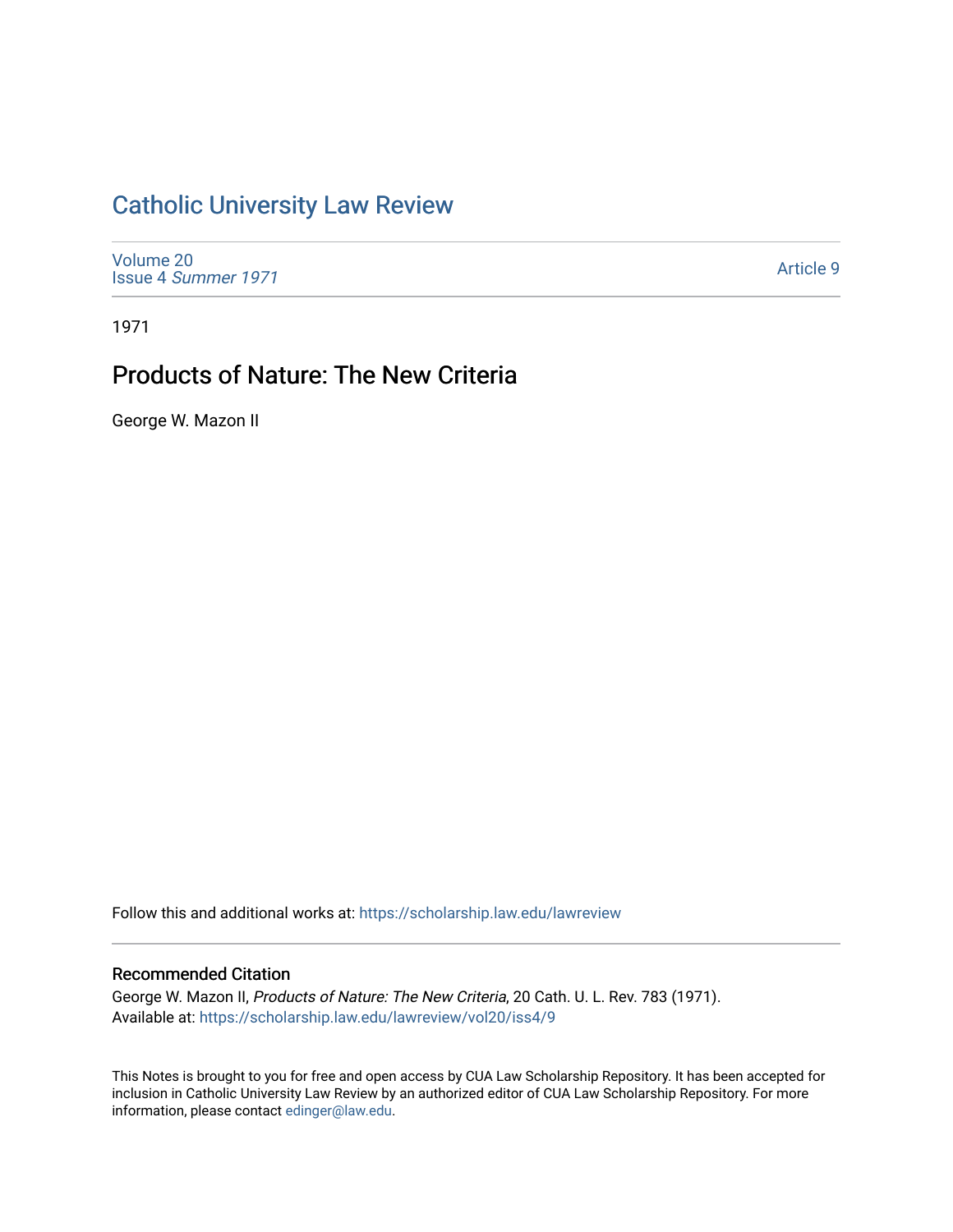# Catholic University Law Review

Volume 20
Issue 4 *Summer 1971*

Article 9

1971

## Products of Nature: The New Criteria

George W. Mazon II

Follow this and additional works at: https://scholarship.law.edu/lawreview

### Recommended Citation

George W. Mazon II, *Products of Nature: The New Criteria*, 20 Cath. U. L. Rev. 783 (1971).
Available at: https://scholarship.law.edu/lawreview/vol20/iss4/9

This Notes is brought to you for free and open access by CUA Law Scholarship Repository. It has been accepted for inclusion in Catholic University Law Review by an authorized editor of CUA Law Scholarship Repository. For more information, please contact edinger@law.edu.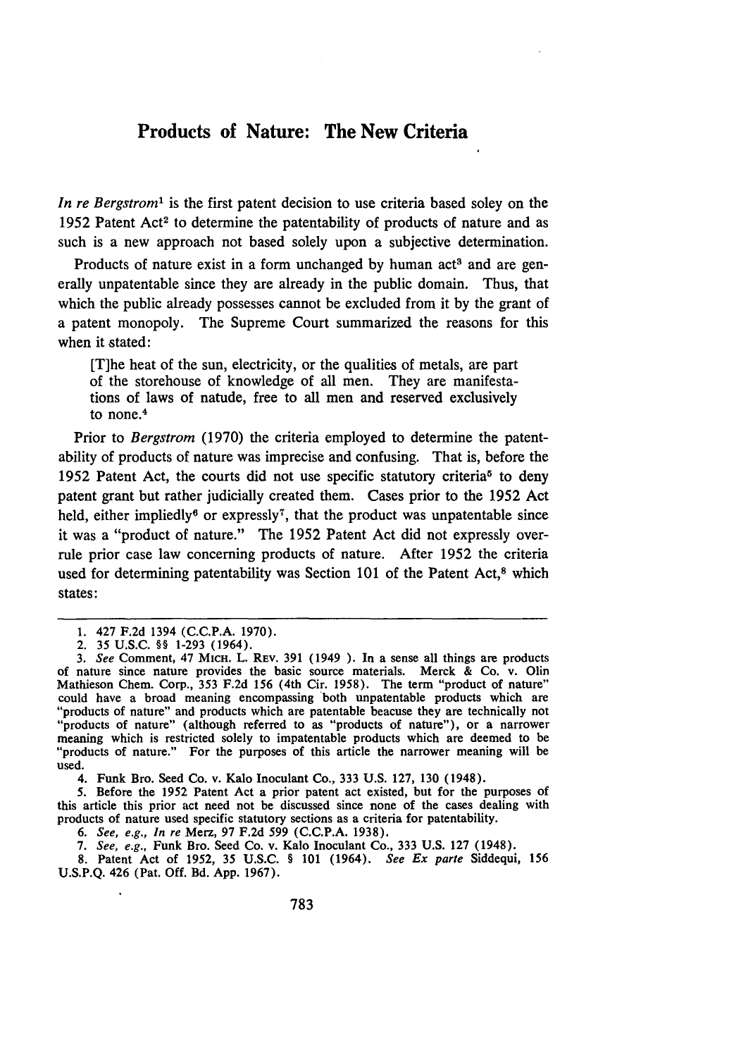# Products of Nature: The New Criteria

*In re Bergstrom*[1] is the first patent decision to use criteria based soley on the 1952 Patent Act[2] to determine the patentability of products of nature and as such is a new approach not based solely upon a subjective determination.

Products of nature exist in a form unchanged by human act[3] and are generally unpatentable since they are already in the public domain. Thus, that which the public already possesses cannot be excluded from it by the grant of a patent monopoly. The Supreme Court summarized the reasons for this when it stated:

> [T]he heat of the sun, electricity, or the qualities of metals, are part of the storehouse of knowledge of all men. They are manifestations of laws of natude, free to all men and reserved exclusively to none.[4]

Prior to *Bergstrom* (1970) the criteria employed to determine the patentability of products of nature was imprecise and confusing. That is, before the 1952 Patent Act, the courts did not use specific statutory criteria[5] to deny patent grant but rather judicially created them. Cases prior to the 1952 Act held, either impliedly[6] or expressly[7], that the product was unpatentable since it was a "product of nature." The 1952 Patent Act did not expressly overrule prior case law concerning products of nature. After 1952 the criteria used for determining patentability was Section 101 of the Patent Act,[8] which states:

---

1. 427 F.2d 1394 (C.C.P.A. 1970).

2. 35 U.S.C. §§ 1-293 (1964).

3. *See* Comment, 47 MICH. L. REV. 391 (1949 ). In a sense all things are products of nature since nature provides the basic source materials. Merck & Co. v. Olin Mathieson Chem. Corp., 353 F.2d 156 (4th Cir. 1958). The term "product of nature" could have a broad meaning encompassing both unpatentable products which are "products of nature" and products which are patentable beacuse they are technically not "products of nature" (although referred to as "products of nature"), or a narrower meaning which is restricted solely to impatentable products which are deemed to be "products of nature." For the purposes of this article the narrower meaning will be used.

4. Funk Bro. Seed Co. v. Kalo Inoculant Co., 333 U.S. 127, 130 (1948).

5. Before the 1952 Patent Act a prior patent act existed, but for the purposes of this article this prior act need not be discussed since none of the cases dealing with products of nature used specific statutory sections as a criteria for patentability.

6. *See, e.g., In re* Merz, 97 F.2d 599 (C.C.P.A. 1938).

7. *See, e.g.,* Funk Bro. Seed Co. v. Kalo Inoculant Co., 333 U.S. 127 (1948).

8. Patent Act of 1952, 35 U.S.C. § 101 (1964). *See Ex parte* Siddequi, 156 U.S.P.Q. 426 (Pat. Off. Bd. App. 1967).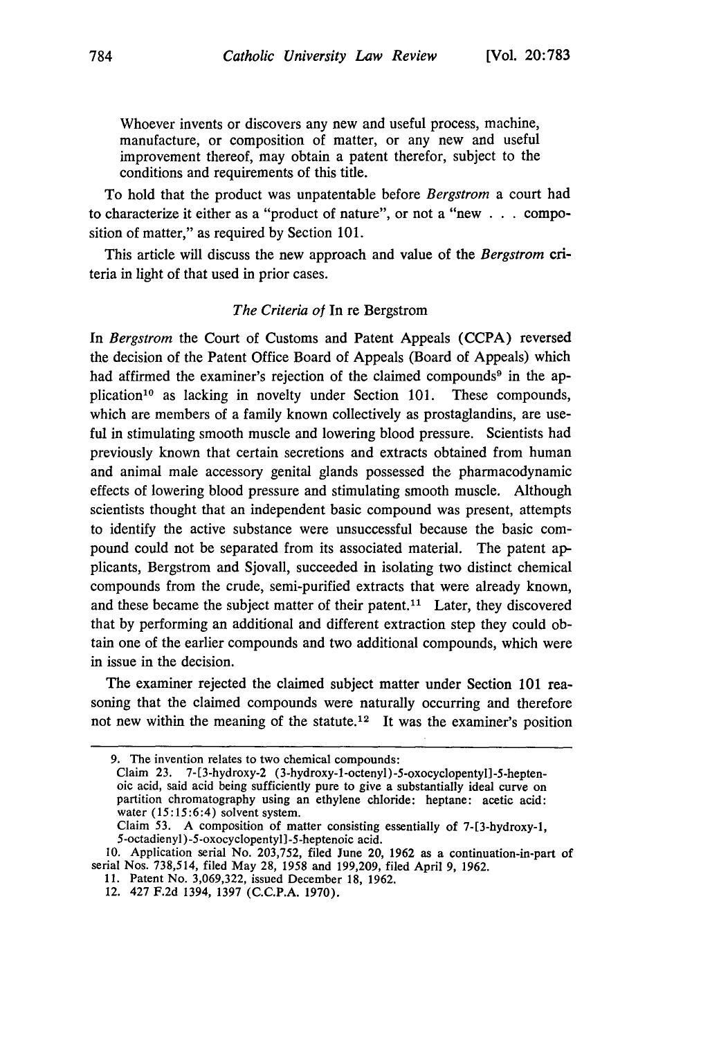> Whoever invents or discovers any new and useful process, machine, manufacture, or composition of matter, or any new and useful improvement thereof, may obtain a patent therefor, subject to the conditions and requirements of this title.

To hold that the product was unpatentable before *Bergstrom* a court had to characterize it either as a "product of nature", or not a "new . . . composition of matter," as required by Section 101.

This article will discuss the new approach and value of the *Bergstrom* criteria in light of that used in prior cases.

### *The Criteria of* In re Bergstrom

In *Bergstrom* the Court of Customs and Patent Appeals (CCPA) reversed the decision of the Patent Office Board of Appeals (Board of Appeals) which had affirmed the examiner's rejection of the claimed compounds[9] in the application[10] as lacking in novelty under Section 101. These compounds, which are members of a family known collectively as prostaglandins, are useful in stimulating smooth muscle and lowering blood pressure. Scientists had previously known that certain secretions and extracts obtained from human and animal male accessory genital glands possessed the pharmacodynamic effects of lowering blood pressure and stimulating smooth muscle. Although scientists thought that an independent basic compound was present, attempts to identify the active substance were unsuccessful because the basic compound could not be separated from its associated material. The patent applicants, Bergstrom and Sjovall, succeeded in isolating two distinct chemical compounds from the crude, semi-purified extracts that were already known, and these became the subject matter of their patent.[11] Later, they discovered that by performing an additional and different extraction step they could obtain one of the earlier compounds and two additional compounds, which were in issue in the decision.

The examiner rejected the claimed subject matter under Section 101 reasoning that the claimed compounds were naturally occurring and therefore not new within the meaning of the statute.[12] It was the examiner's position

---

9. The invention relates to two chemical compounds:
Claim 23. 7-[3-hydroxy-2 (3-hydroxy-1-octenyl)-5-oxocyclopentyl]-5-heptenoic acid, said acid being sufficiently pure to give a substantially ideal curve on partition chromatography using an ethylene chloride: heptane: acetic acid: water (15:15:6:4) solvent system.
Claim 53. A composition of matter consisting essentially of 7-[3-hydroxy-1, 5-octadienyl)-5-oxocyclopentyl]-5-heptenoic acid.

10. Application serial No. 203,752, filed June 20, 1962 as a continuation-in-part of serial Nos. 738,514, filed May 28, 1958 and 199,209, filed April 9, 1962.

11. Patent No. 3,069,322, issued December 18, 1962.

12. 427 F.2d 1394, 1397 (C.C.P.A. 1970).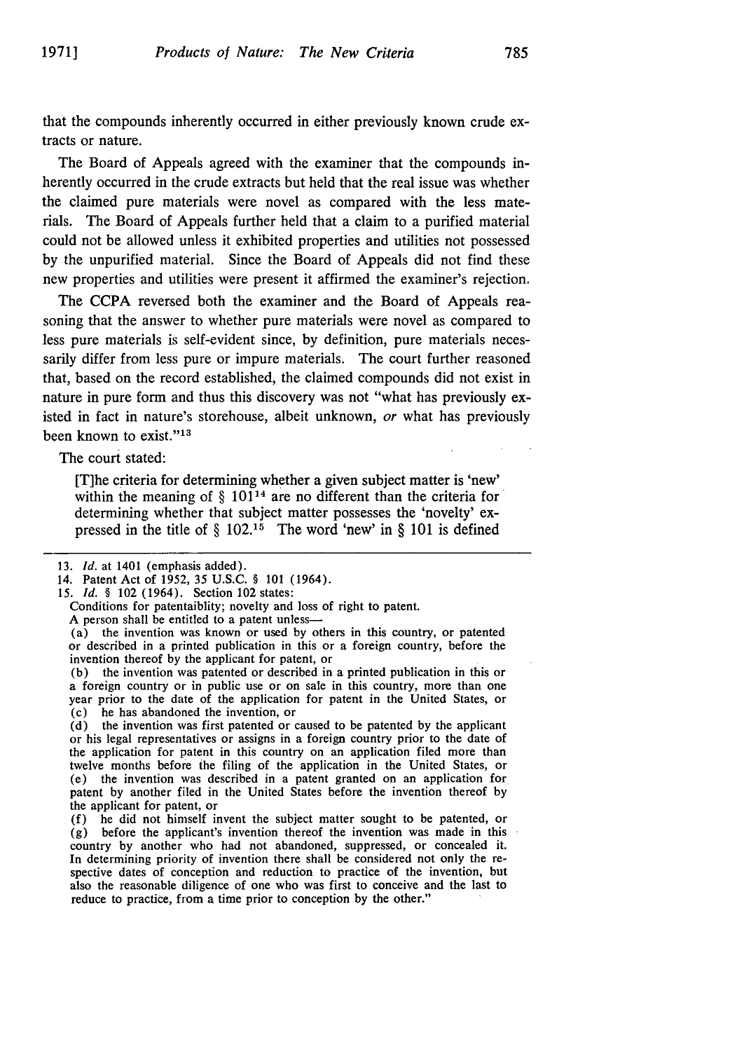that the compounds inherently occurred in either previously known crude extracts or nature.

The Board of Appeals agreed with the examiner that the compounds inherently occurred in the crude extracts but held that the real issue was whether the claimed pure materials were novel as compared with the less materials. The Board of Appeals further held that a claim to a purified material could not be allowed unless it exhibited properties and utilities not possessed by the unpurified material. Since the Board of Appeals did not find these new properties and utilities were present it affirmed the examiner's rejection.

The CCPA reversed both the examiner and the Board of Appeals reasoning that the answer to whether pure materials were novel as compared to less pure materials is self-evident since, by definition, pure materials necessarily differ from less pure or impure materials. The court further reasoned that, based on the record established, the claimed compounds did not exist in nature in pure form and thus this discovery was not "what has previously existed in fact in nature's storehouse, albeit unknown, *or* what has previously been known to exist."[13]

The court stated:

> [T]he criteria for determining whether a given subject matter is 'new' within the meaning of § 101[14] are no different than the criteria for determining whether that subject matter possesses the 'novelty' expressed in the title of § 102.[15] The word 'new' in § 101 is defined

---

13. *Id.* at 1401 (emphasis added).

14. Patent Act of 1952, 35 U.S.C. § 101 (1964).

15. *Id.* § 102 (1964). Section 102 states:

Conditions for patentaiblity; novelty and loss of right to patent.

A person shall be entitled to a patent unless—

(a) the invention was known or used by others in this country, or patented or described in a printed publication in this or a foreign country, before the invention thereof by the applicant for patent, or

(b) the invention was patented or described in a printed publication in this or a foreign country or in public use or on sale in this country, more than one year prior to the date of the application for patent in the United States, or

(c) he has abandoned the invention, or

(d) the invention was first patented or caused to be patented by the applicant or his legal representatives or assigns in a foreign country prior to the date of the application for patent in this country on an application filed more than twelve months before the filing of the application in the United States, or

(e) the invention was described in a patent granted on an application for patent by another filed in the United States before the invention thereof by the applicant for patent, or

(f) he did not himself invent the subject matter sought to be patented, or

(g) before the applicant's invention thereof the invention was made in this country by another who had not abandoned, suppressed, or concealed it. In determining priority of invention there shall be considered not only the respective dates of conception and reduction to practice of the invention, but also the reasonable diligence of one who was first to conceive and the last to reduce to practice, from a time prior to conception by the other."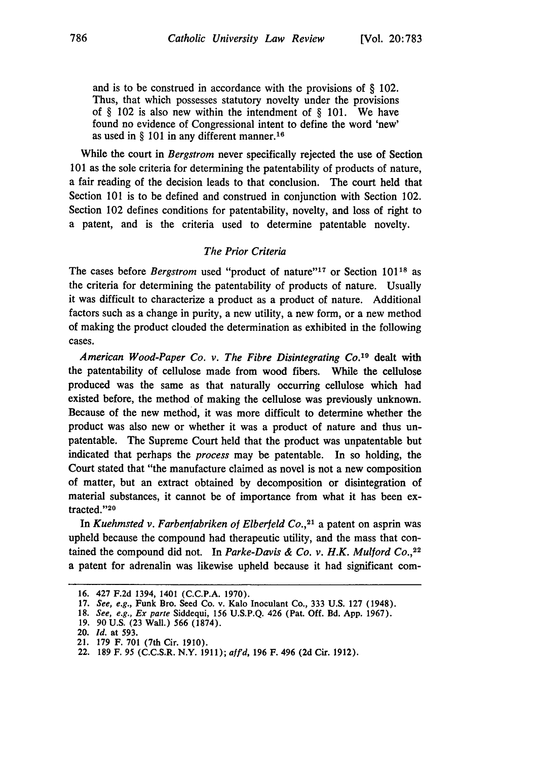and is to be construed in accordance with the provisions of § 102. Thus, that which possesses statutory novelty under the provisions of § 102 is also new within the intendment of § 101. We have found no evidence of Congressional intent to define the word 'new' as used in § 101 in any different manner.[16]

While the court in *Bergstrom* never specifically rejected the use of Section 101 as the sole criteria for determining the patentability of products of nature, a fair reading of the decision leads to that conclusion. The court held that Section 101 is to be defined and construed in conjunction with Section 102. Section 102 defines conditions for patentability, novelty, and loss of right to a patent, and is the criteria used to determine patentable novelty.

### *The Prior Criteria*

The cases before *Bergstrom* used "product of nature"[17] or Section 101[18] as the criteria for determining the patentability of products of nature. Usually it was difficult to characterize a product as a product of nature. Additional factors such as a change in purity, a new utility, a new form, or a new method of making the product clouded the determination as exhibited in the following cases.

*American Wood-Paper Co. v. The Fibre Disintegrating Co.*[19] dealt with the patentability of cellulose made from wood fibers. While the cellulose produced was the same as that naturally occurring cellulose which had existed before, the method of making the cellulose was previously unknown. Because of the new method, it was more difficult to determine whether the product was also new or whether it was a product of nature and thus unpatentable. The Supreme Court held that the product was unpatentable but indicated that perhaps the *process* may be patentable. In so holding, the Court stated that "the manufacture claimed as novel is not a new composition of matter, but an extract obtained by decomposition or disintegration of material substances, it cannot be of importance from what it has been extracted."[20]

In *Kuehmsted v. Farbenfabriken of Elberfeld Co.*,[21] a patent on asprin was upheld because the compound had therapeutic utility, and the mass that contained the compound did not. In *Parke-Davis & Co. v. H.K. Mulford Co.*,[22] a patent for adrenalin was likewise upheld because it had significant com-

---

16. 427 F.2d 1394, 1401 (C.C.P.A. 1970).
17. *See, e.g.*, Funk Bro. Seed Co. v. Kalo Inoculant Co., 333 U.S. 127 (1948).
18. *See, e.g.*, *Ex parte* Siddequi, 156 U.S.P.Q. 426 (Pat. Off. Bd. App. 1967).
19. 90 U.S. (23 Wall.) 566 (1874).
20. *Id.* at 593.
21. 179 F. 701 (7th Cir. 1910).
22. 189 F. 95 (C.C.S.R. N.Y. 1911); *aff'd*, 196 F. 496 (2d Cir. 1912).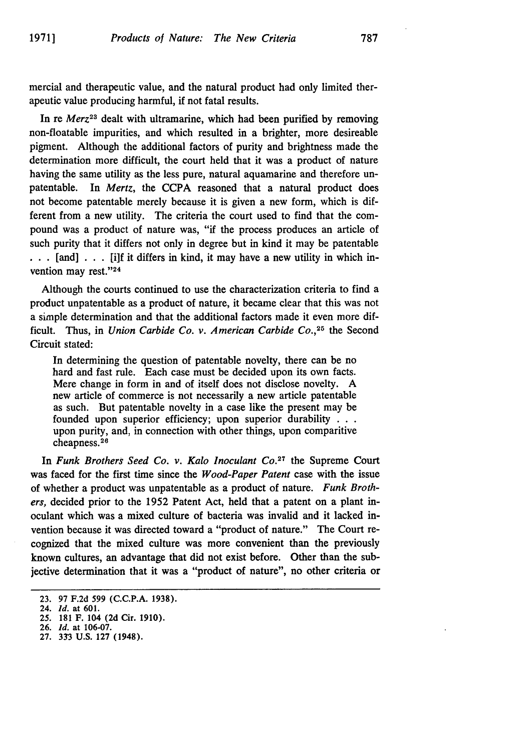mercial and therapeutic value, and the natural product had only limited therapeutic value producing harmful, if not fatal results.

In re *Merz*[23] dealt with ultramarine, which had been purified by removing non-floatable impurities, and which resulted in a brighter, more desireable pigment. Although the additional factors of purity and brightness made the determination more difficult, the court held that it was a product of nature having the same utility as the less pure, natural aquamarine and therefore unpatentable. In *Mertz*, the CCPA reasoned that a natural product does not become patentable merely because it is given a new form, which is different from a new utility. The criteria the court used to find that the compound was a product of nature was, "if the process produces an article of such purity that it differs not only in degree but in kind it may be patentable . . . [and] . . . [i]f it differs in kind, it may have a new utility in which invention may rest."[24]

Although the courts continued to use the characterization criteria to find a product unpatentable as a product of nature, it became clear that this was not a simple determination and that the additional factors made it even more difficult. Thus, in *Union Carbide Co. v. American Carbide Co.*,[25] the Second Circuit stated:

> In determining the question of patentable novelty, there can be no hard and fast rule. Each case must be decided upon its own facts. Mere change in form in and of itself does not disclose novelty. A new article of commerce is not necessarily a new article patentable as such. But patentable novelty in a case like the present may be founded upon superior efficiency; upon superior durability . . . upon purity, and, in connection with other things, upon comparitive cheapness.[26]

In *Funk Brothers Seed Co. v. Kalo Inoculant Co.*[27] the Supreme Court was faced for the first time since the *Wood-Paper Patent* case with the issue of whether a product was unpatentable as a product of nature. *Funk Brothers*, decided prior to the 1952 Patent Act, held that a patent on a plant inoculant which was a mixed culture of bacteria was invalid and it lacked invention because it was directed toward a "product of nature." The Court recognized that the mixed culture was more convenient than the previously known cultures, an advantage that did not exist before. Other than the subjective determination that it was a "product of nature", no other criteria or

---

23. 97 F.2d 599 (C.C.P.A. 1938).
24. *Id.* at 601.
25. 181 F. 104 (2d Cir. 1910).
26. *Id.* at 106-07.
27. 333 U.S. 127 (1948).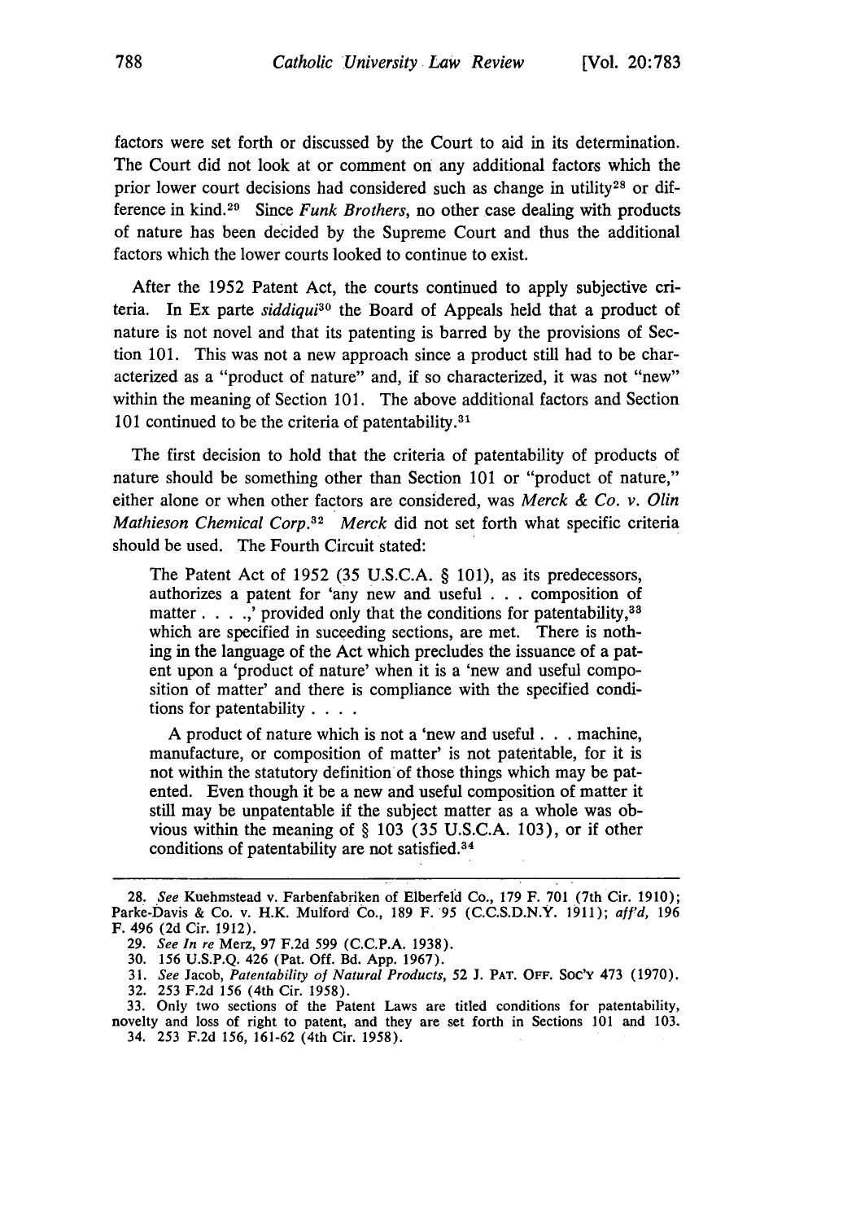factors were set forth or discussed by the Court to aid in its determination. The Court did not look at or comment on any additional factors which the prior lower court decisions had considered such as change in utility[28] or difference in kind.[29] Since *Funk Brothers*, no other case dealing with products of nature has been decided by the Supreme Court and thus the additional factors which the lower courts looked to continue to exist.

After the 1952 Patent Act, the courts continued to apply subjective criteria. In Ex parte *siddiqui*[30] the Board of Appeals held that a product of nature is not novel and that its patenting is barred by the provisions of Section 101. This was not a new approach since a product still had to be characterized as a "product of nature" and, if so characterized, it was not "new" within the meaning of Section 101. The above additional factors and Section 101 continued to be the criteria of patentability.[31]

The first decision to hold that the criteria of patentability of products of nature should be something other than Section 101 or "product of nature," either alone or when other factors are considered, was *Merck & Co. v. Olin Mathieson Chemical Corp.*[32] *Merck* did not set forth what specific criteria should be used. The Fourth Circuit stated:

> The Patent Act of 1952 (35 U.S.C.A. § 101), as its predecessors, authorizes a patent for 'any new and useful . . . composition of matter . . . .,' provided only that the conditions for patentability,[33] which are specified in suceeding sections, are met. There is nothing in the language of the Act which precludes the issuance of a patent upon a 'product of nature' when it is a 'new and useful composition of matter' and there is compliance with the specified conditions for patentability . . . .
>
> A product of nature which is not a 'new and useful . . . machine, manufacture, or composition of matter' is not patentable, for it is not within the statutory definition of those things which may be patented. Even though it be a new and useful composition of matter it still may be unpatentable if the subject matter as a whole was obvious within the meaning of § 103 (35 U.S.C.A. 103), or if other conditions of patentability are not satisfied.[34]

---

28. *See* Kuehmstead v. Farbenfabriken of Elberfeld Co., 179 F. 701 (7th Cir. 1910); Parke-Davis & Co. v. H.K. Mulford Co., 189 F. 95 (C.C.S.D.N.Y. 1911); *aff'd*, 196 F. 496 (2d Cir. 1912).

29. *See In re* Merz, 97 F.2d 599 (C.C.P.A. 1938).

30. 156 U.S.P.Q. 426 (Pat. Off. Bd. App. 1967).

31. *See* Jacob, *Patentability of Natural Products*, 52 J. PAT. OFF. SOC'Y 473 (1970).

32. 253 F.2d 156 (4th Cir. 1958).

33. Only two sections of the Patent Laws are titled conditions for patentability, novelty and loss of right to patent, and they are set forth in Sections 101 and 103.

34. 253 F.2d 156, 161-62 (4th Cir. 1958).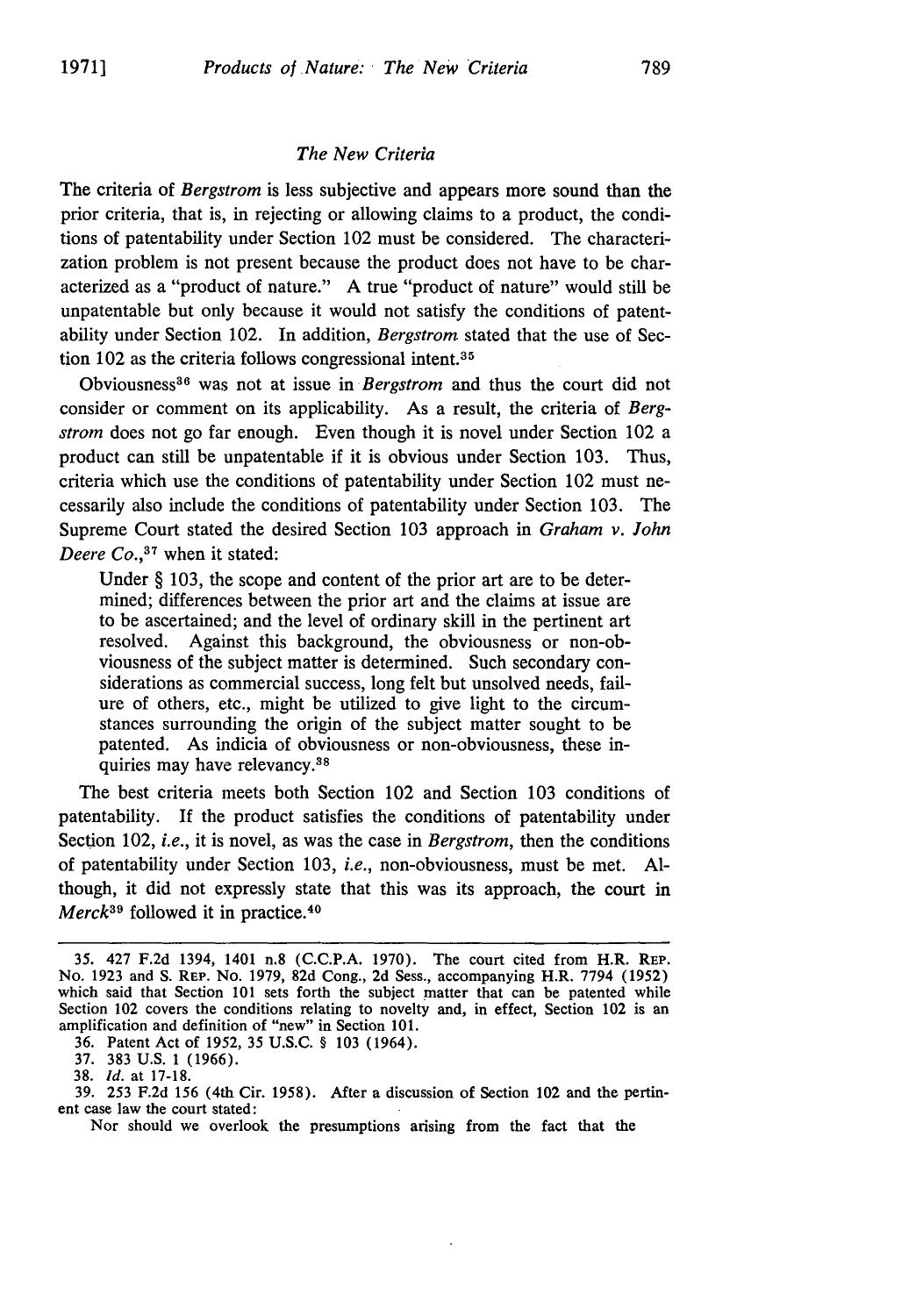### *The New Criteria*

The criteria of *Bergstrom* is less subjective and appears more sound than the prior criteria, that is, in rejecting or allowing claims to a product, the conditions of patentability under Section 102 must be considered. The characterization problem is not present because the product does not have to be characterized as a "product of nature." A true "product of nature" would still be unpatentable but only because it would not satisfy the conditions of patentability under Section 102. In addition, *Bergstrom* stated that the use of Section 102 as the criteria follows congressional intent.[35]

Obviousness[36] was not at issue in *Bergstrom* and thus the court did not consider or comment on its applicability. As a result, the criteria of *Bergstrom* does not go far enough. Even though it is novel under Section 102 a product can still be unpatentable if it is obvious under Section 103. Thus, criteria which use the conditions of patentability under Section 102 must necessarily also include the conditions of patentability under Section 103. The Supreme Court stated the desired Section 103 approach in *Graham v. John Deere Co.*,[37] when it stated:

> Under § 103, the scope and content of the prior art are to be determined; differences between the prior art and the claims at issue are to be ascertained; and the level of ordinary skill in the pertinent art resolved. Against this background, the obviousness or non-obviousness of the subject matter is determined. Such secondary considerations as commercial success, long felt but unsolved needs, failure of others, etc., might be utilized to give light to the circumstances surrounding the origin of the subject matter sought to be patented. As indicia of obviousness or non-obviousness, these inquiries may have relevancy.[38]

The best criteria meets both Section 102 and Section 103 conditions of patentability. If the product satisfies the conditions of patentability under Section 102, *i.e.*, it is novel, as was the case in *Bergstrom*, then the conditions of patentability under Section 103, *i.e.*, non-obviousness, must be met. Although, it did not expressly state that this was its approach, the court in *Merck*[39] followed it in practice.[40]

---

35. 427 F.2d 1394, 1401 n.8 (C.C.P.A. 1970). The court cited from H.R. REP. No. 1923 and S. REP. No. 1979, 82d Cong., 2d Sess., accompanying H.R. 7794 (1952) which said that Section 101 sets forth the subject matter that can be patented while Section 102 covers the conditions relating to novelty and, in effect, Section 102 is an amplification and definition of "new" in Section 101.

36. Patent Act of 1952, 35 U.S.C. § 103 (1964).

37. 383 U.S. 1 (1966).

38. *Id.* at 17-18.

39. 253 F.2d 156 (4th Cir. 1958). After a discussion of Section 102 and the pertinent case law the court stated:

> Nor should we overlook the presumptions arising from the fact that the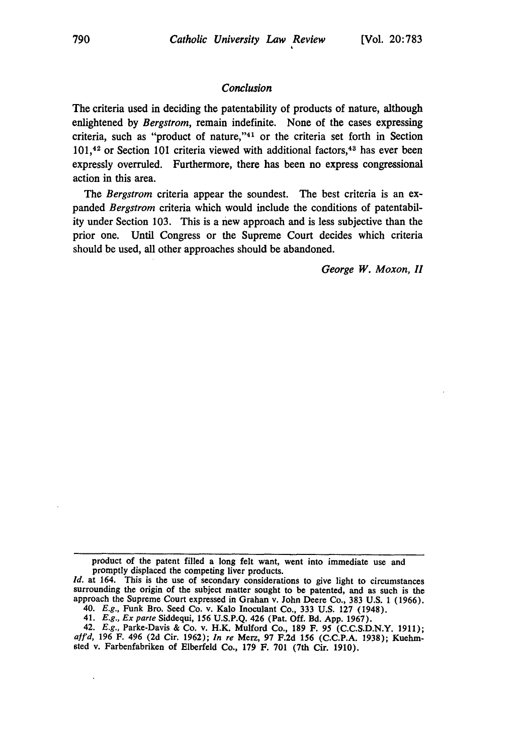*Conclusion*

The criteria used in deciding the patentability of products of nature, although enlightened by *Bergstrom*, remain indefinite. None of the cases expressing criteria, such as "product of nature,"[41] or the criteria set forth in Section 101,[42] or Section 101 criteria viewed with additional factors,[43] has ever been expressly overruled. Furthermore, there has been no express congressional action in this area.

The *Bergstrom* criteria appear the soundest. The best criteria is an expanded *Bergstrom* criteria which would include the conditions of patentability under Section 103. This is a new approach and is less subjective than the prior one. Until Congress or the Supreme Court decides which criteria should be used, all other approaches should be abandoned.

*George W. Moxon, II*

---

product of the patent filled a long felt want, went into immediate use and promptly displaced the competing liver products.

*Id.* at 164. This is the use of secondary considerations to give light to circumstances surrounding the origin of the subject matter sought to be patented, and as such is the approach the Supreme Court expressed in Grahan v. John Deere Co., 383 U.S. 1 (1966).

40. *E.g.*, Funk Bro. Seed Co. v. Kalo Inoculant Co., 333 U.S. 127 (1948).

41. *E.g.*, *Ex parte* Siddequi, 156 U.S.P.Q. 426 (Pat. Off. Bd. App. 1967).

42. *E.g.*, Parke-Davis & Co. v. H.K. Mulford Co., 189 F. 95 (C.C.S.D.N.Y. 1911); *aff'd*, 196 F. 496 (2d Cir. 1962); *In re* Merz, 97 F.2d 156 (C.C.P.A. 1938); Kuehmsted v. Farbenfabriken of Elberfeld Co., 179 F. 701 (7th Cir. 1910).